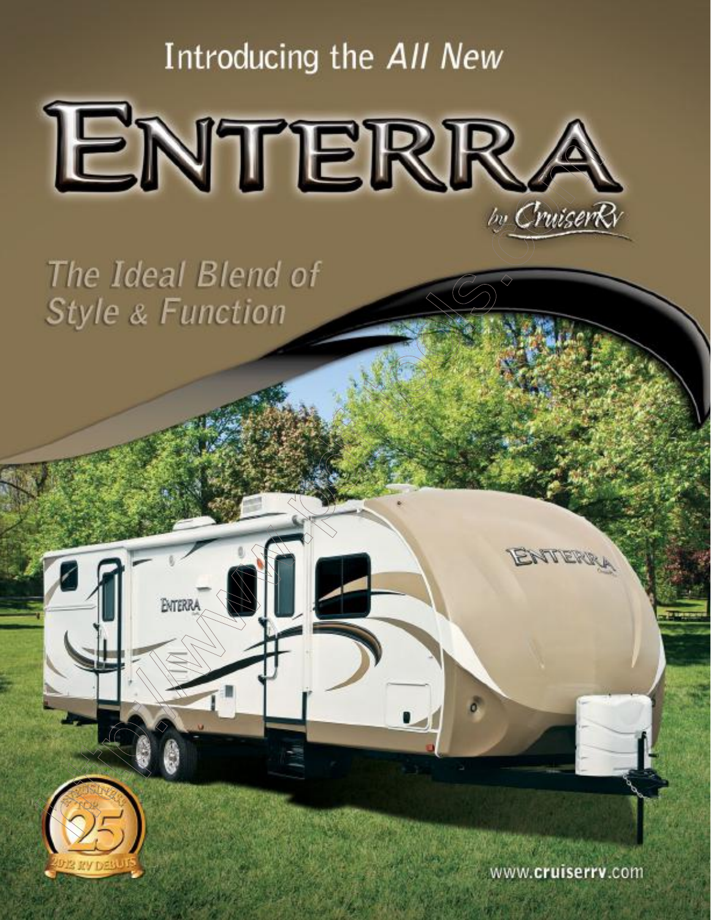Introducing the *All New*

# ENTERRA

by CruiserRv

*The Ideal Blend of Style & Function*

www.cruiserrv.com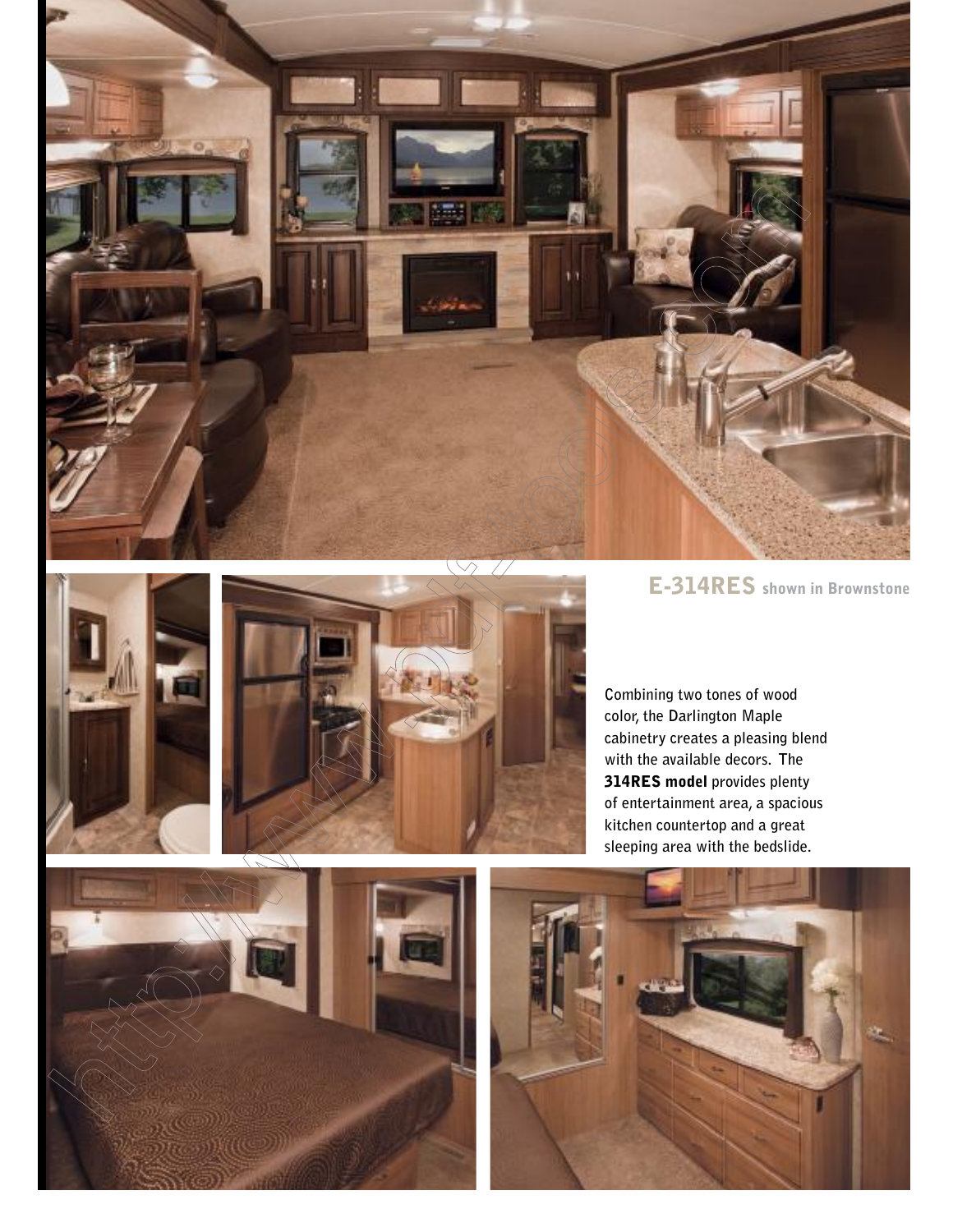## E-314RES shown in Brownstone

Combining two tones of wood color, the Darlington Maple cabinetry creates a pleasing blend with the available decors. The **314RES model** provides plenty of entertainment area, a spacious kitchen countertop and a great sleeping area with the bedslide.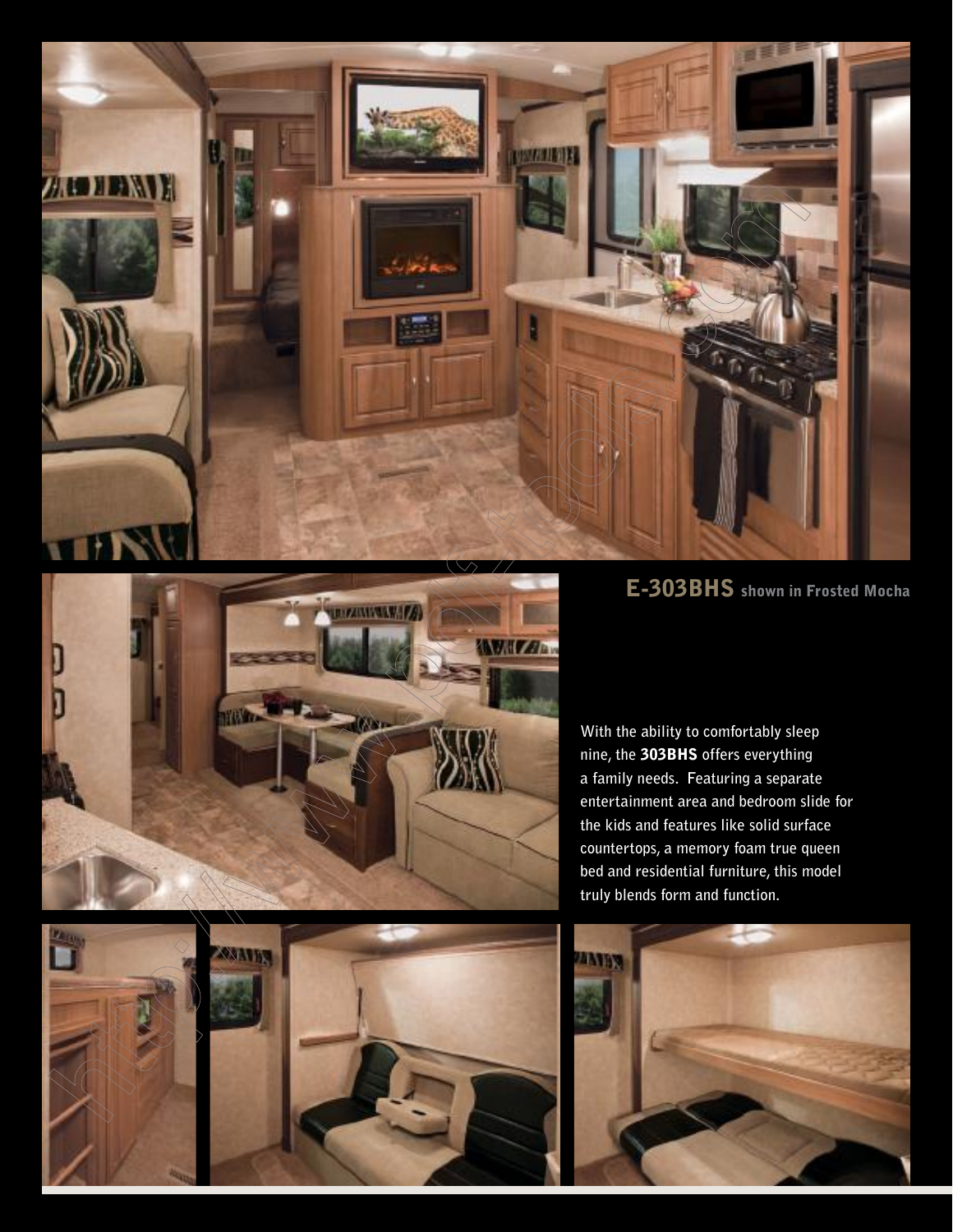## E-303BHS shown in Frosted Mocha

With the ability to comfortably sleep nine, the **303BHS** offers everything a family needs. Featuring a separate entertainment area and bedroom slide for the kids and features like solid surface countertops, a memory foam true queen bed and residential furniture, this model truly blends form and function.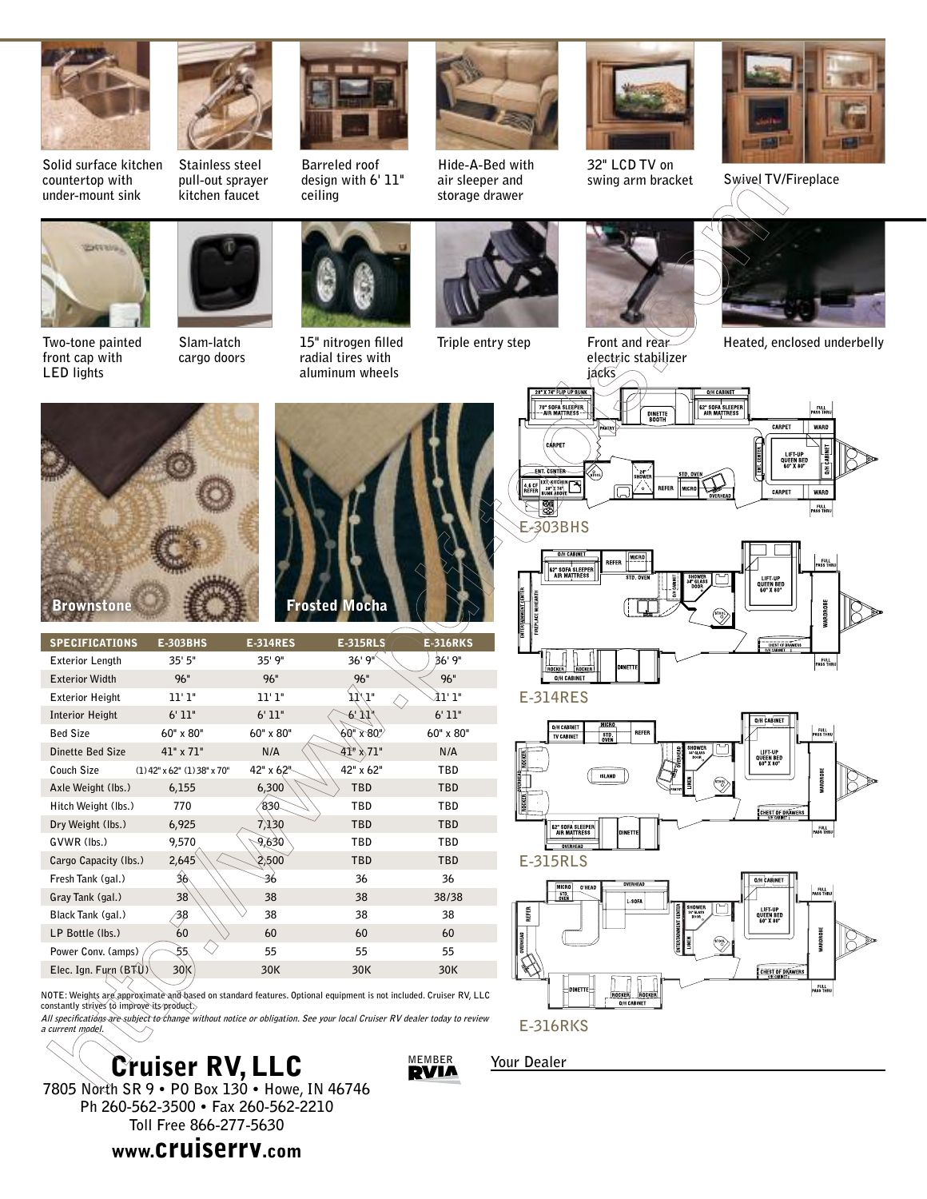Solid surface kitchen countertop with under-mount sink

Stainless steel pull-out sprayer kitchen faucet

Barreled roof design with 6' 11" ceiling

Hide-A-Bed with air sleeper and storage drawer

32" LCD TV on swing arm bracket

Swivel TV/Fireplace

Two-tone painted front cap with LED lights

Slam-latch cargo doors

15" nitrogen filled radial tires with aluminum wheels

Triple entry step

Front and rear electric stabilizer jacks

Heated, enclosed underbelly

Brownstone

Frosted Mocha

| SPECIFICATIONS | E-303BHS | E-314RES | E-315RLS | E-316RKS |
|---|---|---|---|---|
| Exterior Length | 35' 5" | 35' 9" | 36' 9" | 36' 9" |
| Exterior Width | 96" | 96" | 96" | 96" |
| Exterior Height | 11' 1" | 11' 1" | 11' 1" | 11' 1" |
| Interior Height | 6' 11" | 6' 11" | 6' 11" | 6' 11" |
| Bed Size | 60" x 80" | 60" x 80" | 60" x 80" | 60" x 80" |
| Dinette Bed Size | 41" x 71" | N/A | 41" x 71" | N/A |
| Couch Size | (1) 42" x 62" (1) 38" x 70" | 42" x 62" | 42" x 62" | TBD |
| Axle Weight (lbs.) | 6,155 | 6,300 | TBD | TBD |
| Hitch Weight (lbs.) | 770 | 830 | TBD | TBD |
| Dry Weight (lbs.) | 6,925 | 7,130 | TBD | TBD |
| GVWR (lbs.) | 9,570 | 9,630 | TBD | TBD |
| Cargo Capacity (lbs.) | 2,645 | 2,500 | TBD | TBD |
| Fresh Tank (gal.) | 36 | 36 | 36 | 36 |
| Gray Tank (gal.) | 38 | 38 | 38 | 38/38 |
| Black Tank (gal.) | 38 | 38 | 38 | 38 |
| LP Bottle (lbs.) | 60 | 60 | 60 | 60 |
| Power Conv. (amps) | 55 | 55 | 55 | 55 |
| Elec. Ign. Furn (BTU) | 30K | 30K | 30K | 30K |

NOTE: Weights are approximate and based on standard features. Optional equipment is not included. Cruiser RV, LLC constantly strives to improve its product.

*All specifications are subject to change without notice or obligation. See your local Cruiser RV dealer today to review a current model.*

E-303BHS

E-314RES

E-315RLS

E-316RKS

# Cruiser RV, LLC

7805 North SR 9 • PO Box 130 • Howe, IN 46746
Ph 260-562-3500 • Fax 260-562-2210
Toll Free 866-277-5630
**www.cruiserrv.com**

MEMBER RVIA

Your Dealer